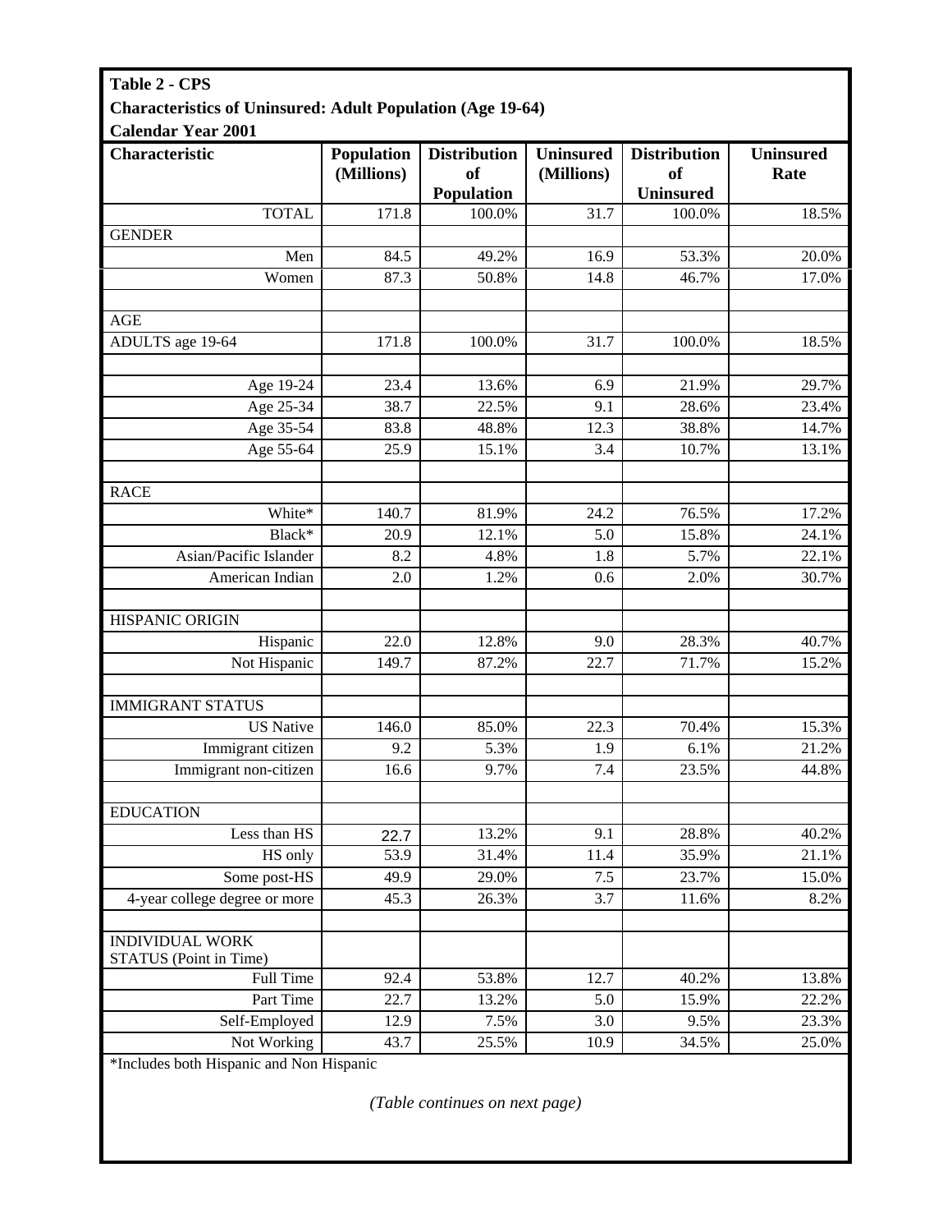**Table 2 - CPS**

**Characteristics of Uninsured: Adult Population (Age 19-64)**

**Calendar Year 2001**

| Characteristic | Population (Millions) | Distribution of Population | Uninsured (Millions) | Distribution of Uninsured | Uninsured Rate |
|---|---|---|---|---|---|
| TOTAL | 171.8 | 100.0% | 31.7 | 100.0% | 18.5% |
| GENDER | | | | | |
| Men | 84.5 | 49.2% | 16.9 | 53.3% | 20.0% |
| Women | 87.3 | 50.8% | 14.8 | 46.7% | 17.0% |
| | | | | | |
| AGE | | | | | |
| ADULTS age 19-64 | 171.8 | 100.0% | 31.7 | 100.0% | 18.5% |
| | | | | | |
| Age 19-24 | 23.4 | 13.6% | 6.9 | 21.9% | 29.7% |
| Age 25-34 | 38.7 | 22.5% | 9.1 | 28.6% | 23.4% |
| Age 35-54 | 83.8 | 48.8% | 12.3 | 38.8% | 14.7% |
| Age 55-64 | 25.9 | 15.1% | 3.4 | 10.7% | 13.1% |
| | | | | | |
| RACE | | | | | |
| White* | 140.7 | 81.9% | 24.2 | 76.5% | 17.2% |
| Black* | 20.9 | 12.1% | 5.0 | 15.8% | 24.1% |
| Asian/Pacific Islander | 8.2 | 4.8% | 1.8 | 5.7% | 22.1% |
| American Indian | 2.0 | 1.2% | 0.6 | 2.0% | 30.7% |
| | | | | | |
| HISPANIC ORIGIN | | | | | |
| Hispanic | 22.0 | 12.8% | 9.0 | 28.3% | 40.7% |
| Not Hispanic | 149.7 | 87.2% | 22.7 | 71.7% | 15.2% |
| | | | | | |
| IMMIGRANT STATUS | | | | | |
| US Native | 146.0 | 85.0% | 22.3 | 70.4% | 15.3% |
| Immigrant citizen | 9.2 | 5.3% | 1.9 | 6.1% | 21.2% |
| Immigrant non-citizen | 16.6 | 9.7% | 7.4 | 23.5% | 44.8% |
| | | | | | |
| EDUCATION | | | | | |
| Less than HS | 22.7 | 13.2% | 9.1 | 28.8% | 40.2% |
| HS only | 53.9 | 31.4% | 11.4 | 35.9% | 21.1% |
| Some post-HS | 49.9 | 29.0% | 7.5 | 23.7% | 15.0% |
| 4-year college degree or more | 45.3 | 26.3% | 3.7 | 11.6% | 8.2% |
| | | | | | |
| INDIVIDUAL WORK STATUS (Point in Time) | | | | | |
| Full Time | 92.4 | 53.8% | 12.7 | 40.2% | 13.8% |
| Part Time | 22.7 | 13.2% | 5.0 | 15.9% | 22.2% |
| Self-Employed | 12.9 | 7.5% | 3.0 | 9.5% | 23.3% |
| Not Working | 43.7 | 25.5% | 10.9 | 34.5% | 25.0% |

*Includes both Hispanic and Non Hispanic

*(Table continues on next page)*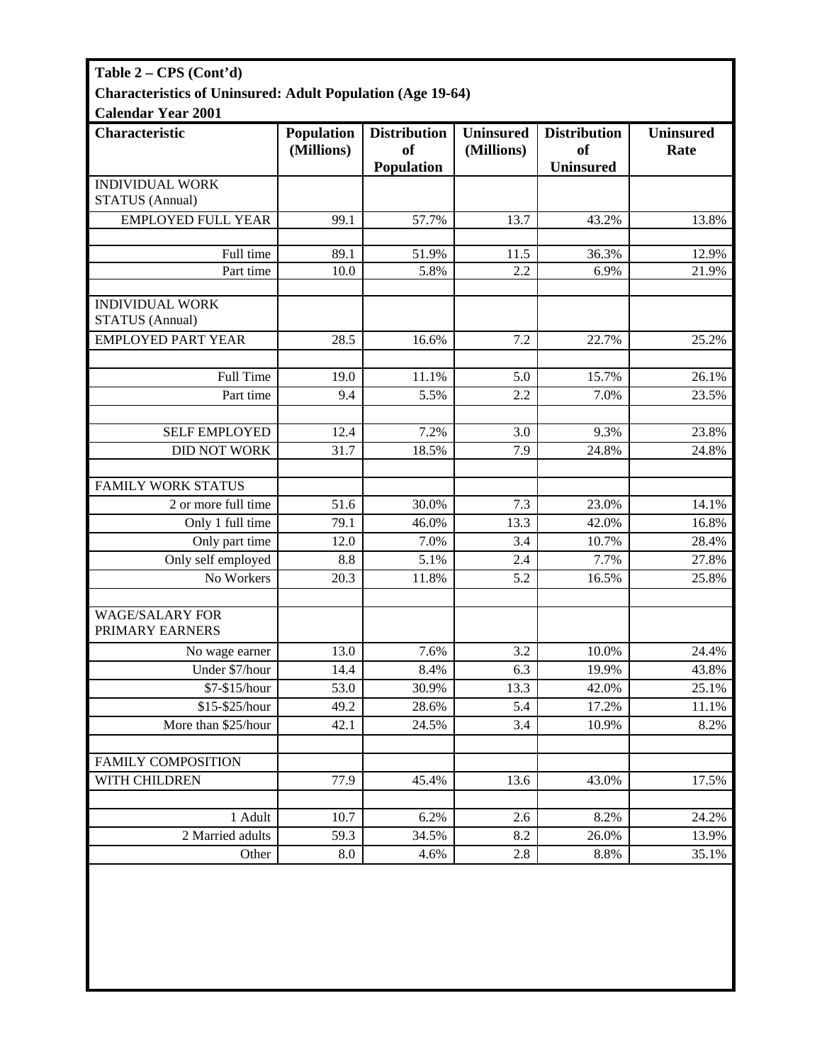**Table 2 – CPS (Cont'd)**
**Characteristics of Uninsured: Adult Population (Age 19-64)**
**Calendar Year 2001**

| Characteristic | Population (Millions) | Distribution of Population | Uninsured (Millions) | Distribution of Uninsured | Uninsured Rate |
|---|---|---|---|---|---|
| INDIVIDUAL WORK STATUS (Annual) | | | | | |
| EMPLOYED FULL YEAR | 99.1 | 57.7% | 13.7 | 43.2% | 13.8% |
| | | | | | |
| Full time | 89.1 | 51.9% | 11.5 | 36.3% | 12.9% |
| Part time | 10.0 | 5.8% | 2.2 | 6.9% | 21.9% |
| | | | | | |
| INDIVIDUAL WORK STATUS (Annual) | | | | | |
| EMPLOYED PART YEAR | 28.5 | 16.6% | 7.2 | 22.7% | 25.2% |
| | | | | | |
| Full Time | 19.0 | 11.1% | 5.0 | 15.7% | 26.1% |
| Part time | 9.4 | 5.5% | 2.2 | 7.0% | 23.5% |
| | | | | | |
| SELF EMPLOYED | 12.4 | 7.2% | 3.0 | 9.3% | 23.8% |
| DID NOT WORK | 31.7 | 18.5% | 7.9 | 24.8% | 24.8% |
| | | | | | |
| FAMILY WORK STATUS | | | | | |
| 2 or more full time | 51.6 | 30.0% | 7.3 | 23.0% | 14.1% |
| Only 1 full time | 79.1 | 46.0% | 13.3 | 42.0% | 16.8% |
| Only part time | 12.0 | 7.0% | 3.4 | 10.7% | 28.4% |
| Only self employed | 8.8 | 5.1% | 2.4 | 7.7% | 27.8% |
| No Workers | 20.3 | 11.8% | 5.2 | 16.5% | 25.8% |
| | | | | | |
| WAGE/SALARY FOR PRIMARY EARNERS | | | | | |
| No wage earner | 13.0 | 7.6% | 3.2 | 10.0% | 24.4% |
| Under $7/hour | 14.4 | 8.4% | 6.3 | 19.9% | 43.8% |
| $7-$15/hour | 53.0 | 30.9% | 13.3 | 42.0% | 25.1% |
| $15-$25/hour | 49.2 | 28.6% | 5.4 | 17.2% | 11.1% |
| More than $25/hour | 42.1 | 24.5% | 3.4 | 10.9% | 8.2% |
| | | | | | |
| FAMILY COMPOSITION | | | | | |
| WITH CHILDREN | 77.9 | 45.4% | 13.6 | 43.0% | 17.5% |
| | | | | | |
| 1 Adult | 10.7 | 6.2% | 2.6 | 8.2% | 24.2% |
| 2 Married adults | 59.3 | 34.5% | 8.2 | 26.0% | 13.9% |
| Other | 8.0 | 4.6% | 2.8 | 8.8% | 35.1% |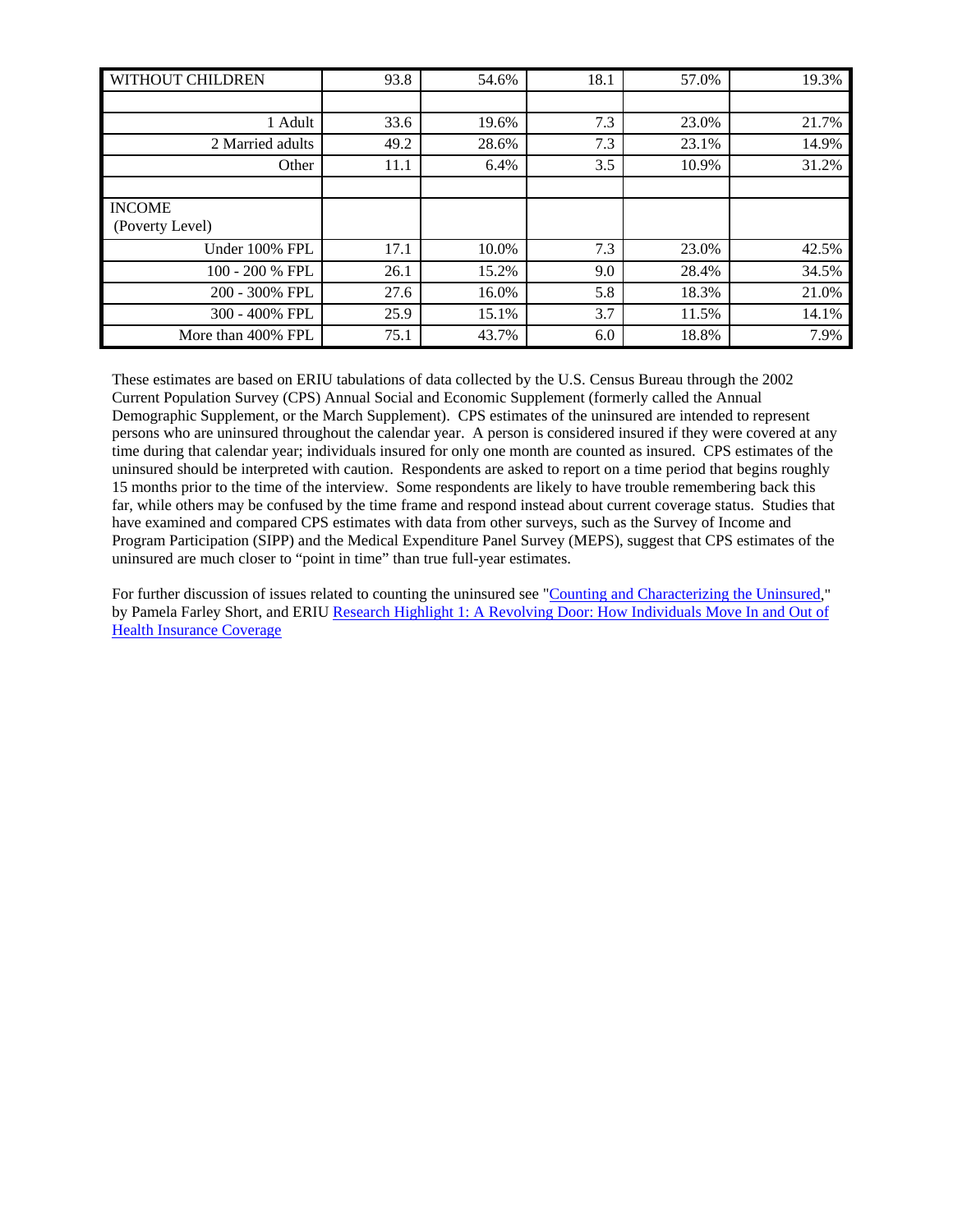| | | | | | |
|---|---|---|---|---|---|
| WITHOUT CHILDREN | 93.8 | 54.6% | 18.1 | 57.0% | 19.3% |
| | | | | | |
| 1 Adult | 33.6 | 19.6% | 7.3 | 23.0% | 21.7% |
| 2 Married adults | 49.2 | 28.6% | 7.3 | 23.1% | 14.9% |
| Other | 11.1 | 6.4% | 3.5 | 10.9% | 31.2% |
| | | | | | |
| INCOME (Poverty Level) | | | | | |
| Under 100% FPL | 17.1 | 10.0% | 7.3 | 23.0% | 42.5% |
| 100 - 200 % FPL | 26.1 | 15.2% | 9.0 | 28.4% | 34.5% |
| 200 - 300% FPL | 27.6 | 16.0% | 5.8 | 18.3% | 21.0% |
| 300 - 400% FPL | 25.9 | 15.1% | 3.7 | 11.5% | 14.1% |
| More than 400% FPL | 75.1 | 43.7% | 6.0 | 18.8% | 7.9% |

These estimates are based on ERIU tabulations of data collected by the U.S. Census Bureau through the 2002 Current Population Survey (CPS) Annual Social and Economic Supplement (formerly called the Annual Demographic Supplement, or the March Supplement). CPS estimates of the uninsured are intended to represent persons who are uninsured throughout the calendar year. A person is considered insured if they were covered at any time during that calendar year; individuals insured for only one month are counted as insured. CPS estimates of the uninsured should be interpreted with caution. Respondents are asked to report on a time period that begins roughly 15 months prior to the time of the interview. Some respondents are likely to have trouble remembering back this far, while others may be confused by the time frame and respond instead about current coverage status. Studies that have examined and compared CPS estimates with data from other surveys, such as the Survey of Income and Program Participation (SIPP) and the Medical Expenditure Panel Survey (MEPS), suggest that CPS estimates of the uninsured are much closer to "point in time" than true full-year estimates.

For further discussion of issues related to counting the uninsured see "Counting and Characterizing the Uninsured," by Pamela Farley Short, and ERIU Research Highlight 1: A Revolving Door: How Individuals Move In and Out of Health Insurance Coverage